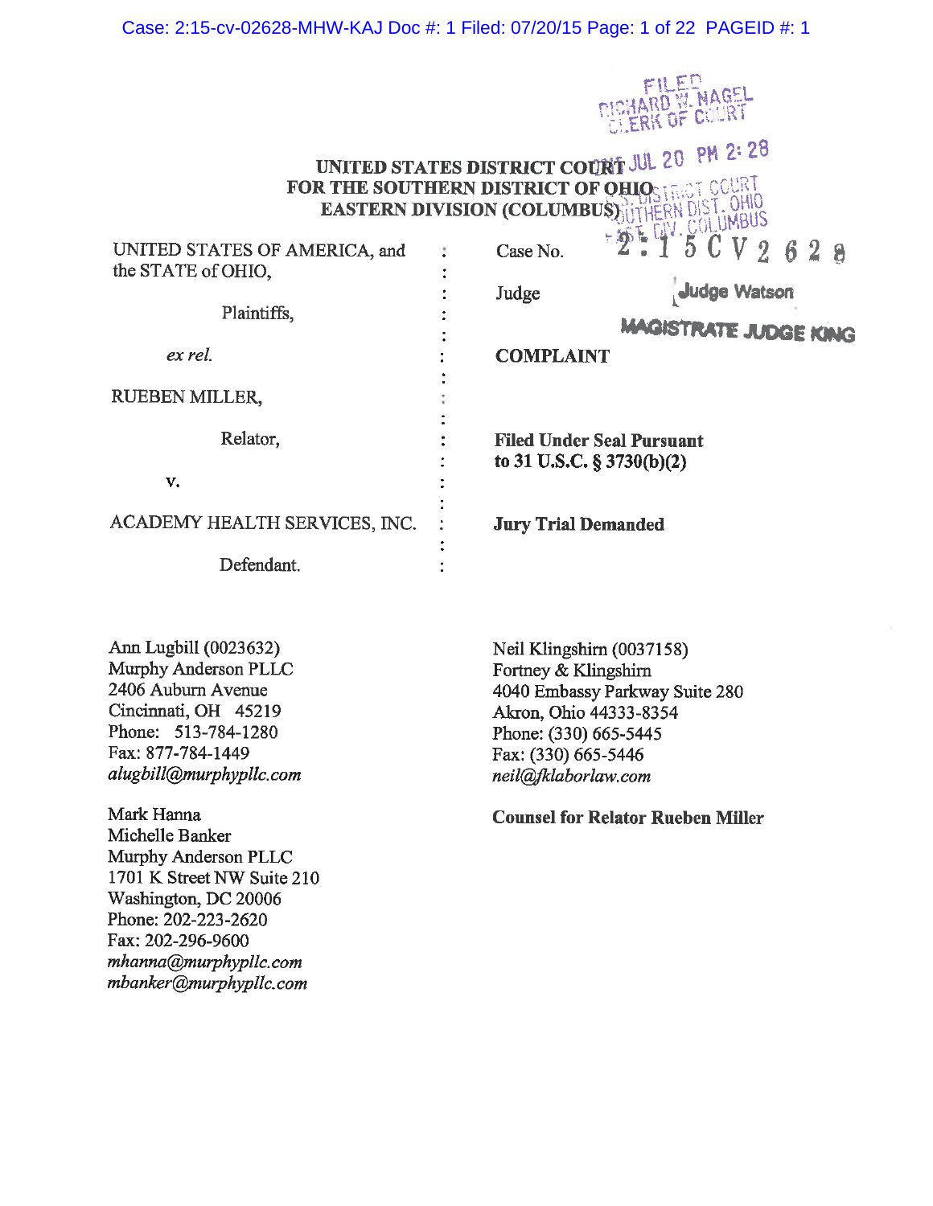FILED
RICHARD W. NAGEL
CLERK OF COURT

2015 JUL 20 PM 2:28

U.S. DISTRICT COURT
SOUTHERN DIST. OHIO
EAST. DIV. COLUMBUS

**UNITED STATES DISTRICT COURT**
**FOR THE SOUTHERN DISTRICT OF OHIO**
**EASTERN DIVISION (COLUMBUS)**

| | | |
|---|---|---|
| UNITED STATES OF AMERICA, and the STATE of OHIO, | : | Case No. 2:15CV2628 |
| Plaintiffs, | : | Judge Judge Watson |
| | : | MAGISTRATE JUDGE KING |
| *ex rel.* | : | **COMPLAINT** |
| RUEBEN MILLER, | : | |
| Relator, | : | **Filed Under Seal Pursuant to 31 U.S.C. § 3730(b)(2)** |
| v. | : | |
| ACADEMY HEALTH SERVICES, INC. | : | **Jury Trial Demanded** |
| Defendant. | : | |

Ann Lugbill (0023632)
Murphy Anderson PLLC
2406 Auburn Avenue
Cincinnati, OH 45219
Phone: 513-784-1280
Fax: 877-784-1449
*alugbill@murphypllc.com*

Mark Hanna
Michelle Banker
Murphy Anderson PLLC
1701 K Street NW Suite 210
Washington, DC 20006
Phone: 202-223-2620
Fax: 202-296-9600
*mhanna@murphypllc.com*
*mbanker@murphypllc.com*

Neil Klingshirn (0037158)
Fortney & Klingshirn
4040 Embassy Parkway Suite 280
Akron, Ohio 44333-8354
Phone: (330) 665-5445
Fax: (330) 665-5446
*neil@fklaborlaw.com*

**Counsel for Relator Rueben Miller**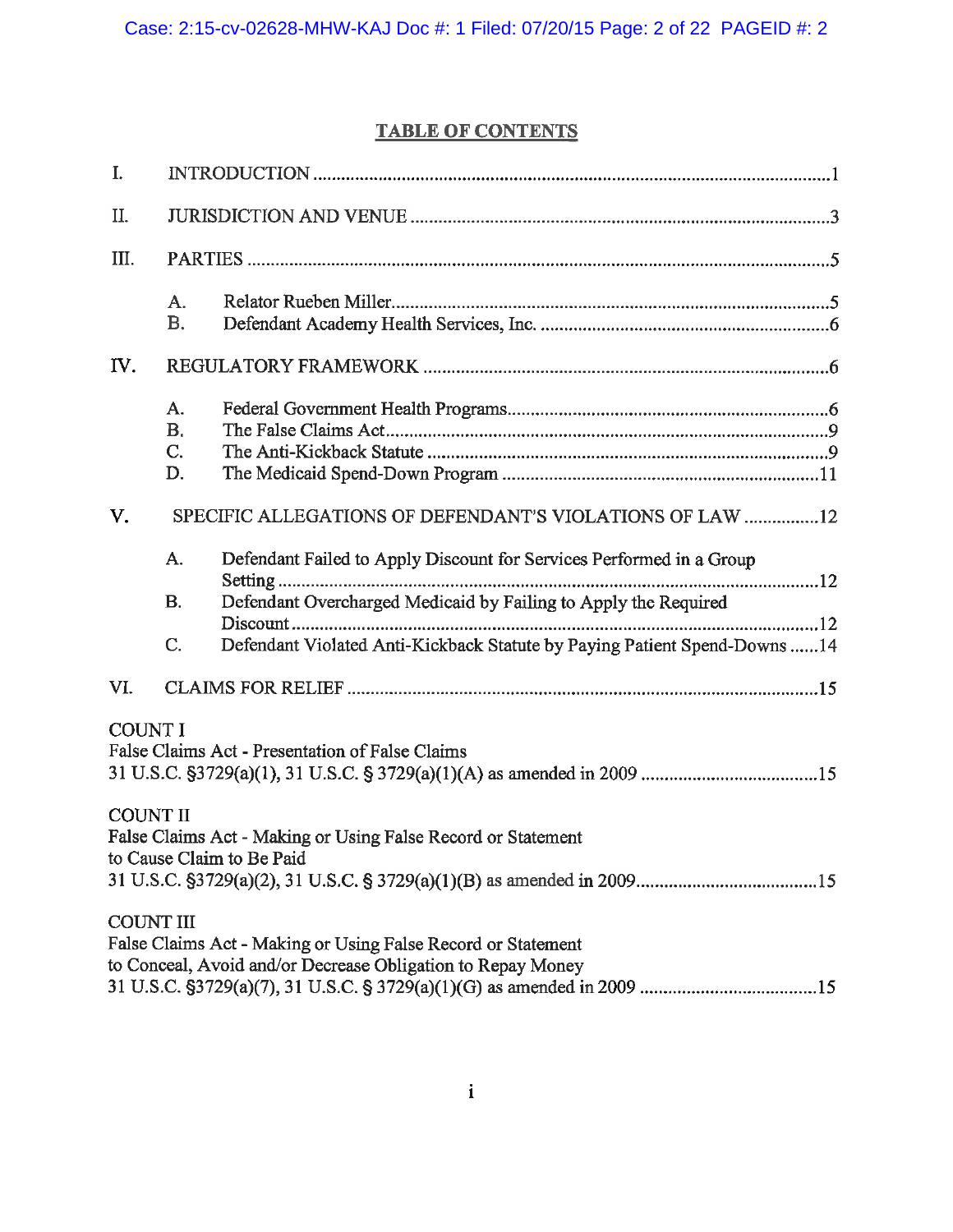# TABLE OF CONTENTS

I. INTRODUCTION ..............................................................................................................1

II. JURISDICTION AND VENUE ..........................................................................................3

III. PARTIES ..........................................................................................................................5

- A. Relator Rueben Miller..............................................................................................5
- B. Defendant Academy Health Services, Inc. ...............................................................6

IV. REGULATORY FRAMEWORK .......................................................................................6

- A. Federal Government Health Programs......................................................................6
- B. The False Claims Act.................................................................................................9
- C. The Anti-Kickback Statute .........................................................................................9
- D. The Medicaid Spend-Down Program .......................................................................11

V. SPECIFIC ALLEGATIONS OF DEFENDANT'S VIOLATIONS OF LAW ................12

- A. Defendant Failed to Apply Discount for Services Performed in a Group Setting ......................................................................................................................12
- B. Defendant Overcharged Medicaid by Failing to Apply the Required Discount ..................................................................................................................12
- C. Defendant Violated Anti-Kickback Statute by Paying Patient Spend-Downs ......14

VI. CLAIMS FOR RELIEF .....................................................................................................15

COUNT I
False Claims Act - Presentation of False Claims
31 U.S.C. §3729(a)(1), 31 U.S.C. § 3729(a)(1)(A) as amended in 2009 ......................................15

COUNT II
False Claims Act - Making or Using False Record or Statement
to Cause Claim to Be Paid
31 U.S.C. §3729(a)(2), 31 U.S.C. § 3729(a)(1)(B) as amended in 2009.......................................15

COUNT III
False Claims Act - Making or Using False Record or Statement
to Conceal, Avoid and/or Decrease Obligation to Repay Money
31 U.S.C. §3729(a)(7), 31 U.S.C. § 3729(a)(1)(G) as amended in 2009 ......................................15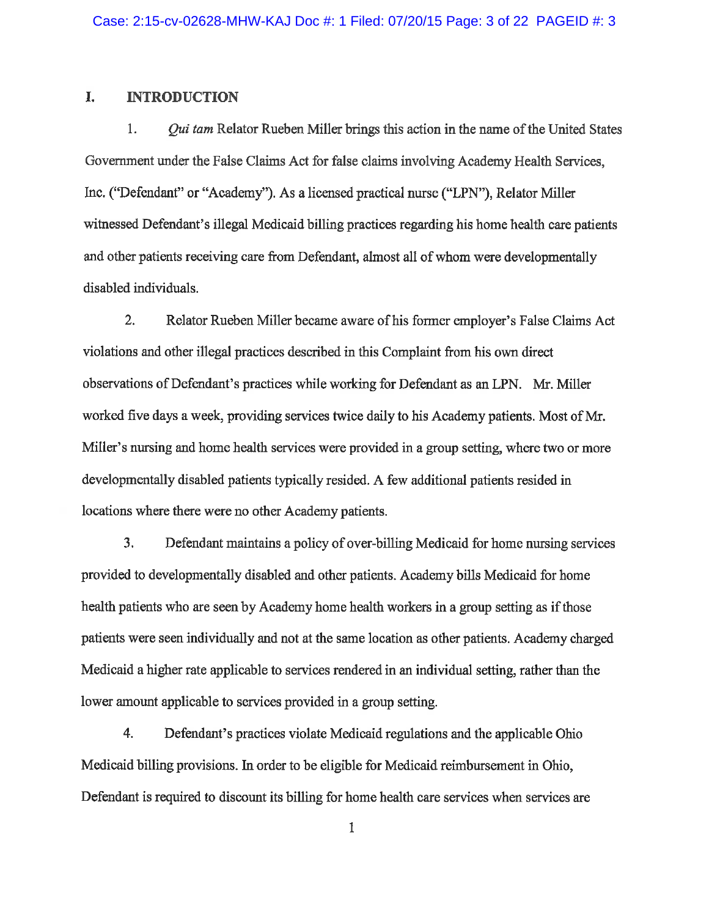## I. INTRODUCTION

1. *Qui tam* Relator Rueben Miller brings this action in the name of the United States Government under the False Claims Act for false claims involving Academy Health Services, Inc. ("Defendant" or "Academy"). As a licensed practical nurse ("LPN"), Relator Miller witnessed Defendant's illegal Medicaid billing practices regarding his home health care patients and other patients receiving care from Defendant, almost all of whom were developmentally disabled individuals.

2. Relator Rueben Miller became aware of his former employer's False Claims Act violations and other illegal practices described in this Complaint from his own direct observations of Defendant's practices while working for Defendant as an LPN. Mr. Miller worked five days a week, providing services twice daily to his Academy patients. Most of Mr. Miller's nursing and home health services were provided in a group setting, where two or more developmentally disabled patients typically resided. A few additional patients resided in locations where there were no other Academy patients.

3. Defendant maintains a policy of over-billing Medicaid for home nursing services provided to developmentally disabled and other patients. Academy bills Medicaid for home health patients who are seen by Academy home health workers in a group setting as if those patients were seen individually and not at the same location as other patients. Academy charged Medicaid a higher rate applicable to services rendered in an individual setting, rather than the lower amount applicable to services provided in a group setting.

4. Defendant's practices violate Medicaid regulations and the applicable Ohio Medicaid billing provisions. In order to be eligible for Medicaid reimbursement in Ohio, Defendant is required to discount its billing for home health care services when services are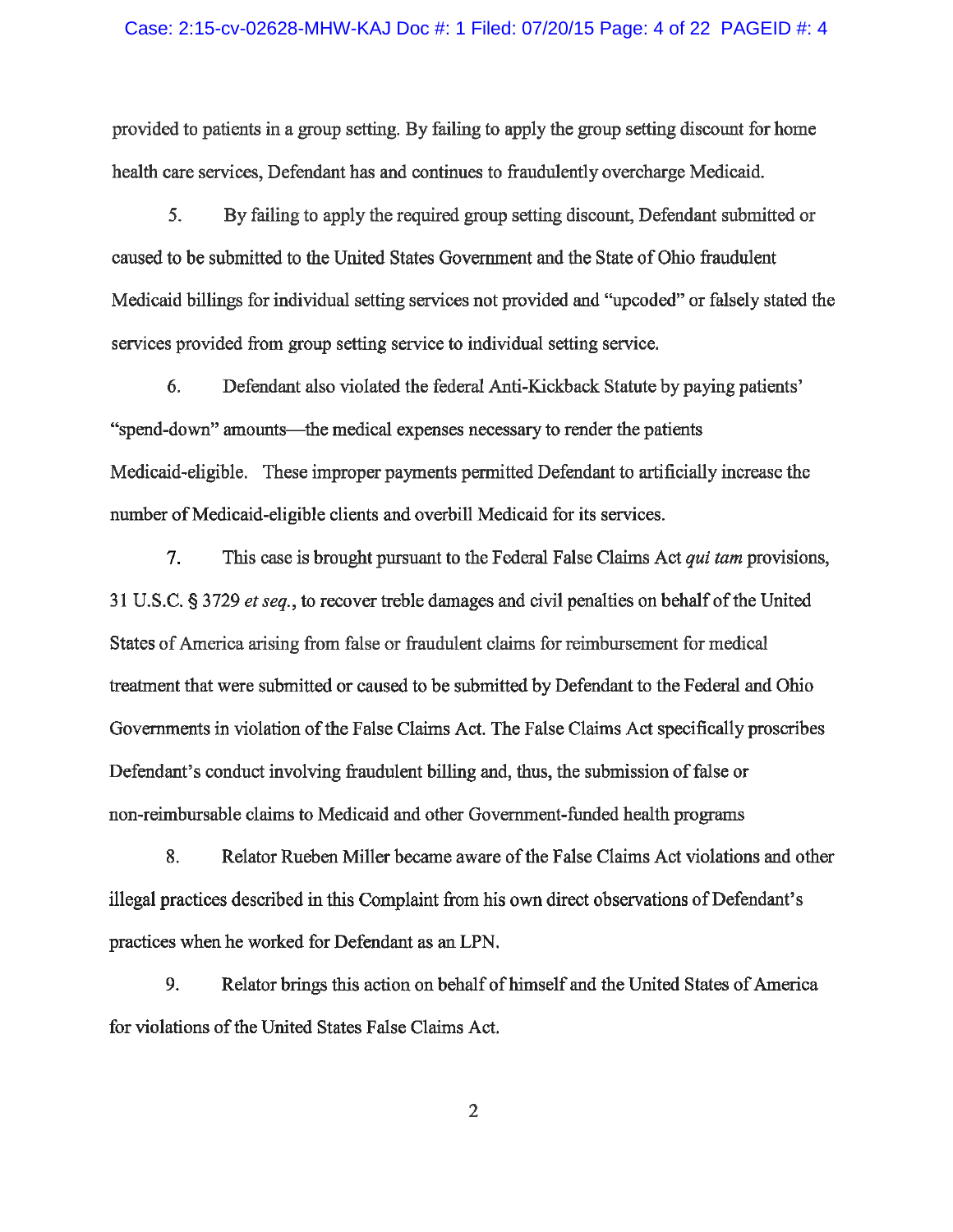provided to patients in a group setting. By failing to apply the group setting discount for home health care services, Defendant has and continues to fraudulently overcharge Medicaid.

5. By failing to apply the required group setting discount, Defendant submitted or caused to be submitted to the United States Government and the State of Ohio fraudulent Medicaid billings for individual setting services not provided and "upcoded" or falsely stated the services provided from group setting service to individual setting service.

6. Defendant also violated the federal Anti-Kickback Statute by paying patients' "spend-down" amounts—the medical expenses necessary to render the patients Medicaid-eligible. These improper payments permitted Defendant to artificially increase the number of Medicaid-eligible clients and overbill Medicaid for its services.

7. This case is brought pursuant to the Federal False Claims Act *qui tam* provisions, 31 U.S.C. § 3729 *et seq.*, to recover treble damages and civil penalties on behalf of the United States of America arising from false or fraudulent claims for reimbursement for medical treatment that were submitted or caused to be submitted by Defendant to the Federal and Ohio Governments in violation of the False Claims Act. The False Claims Act specifically proscribes Defendant's conduct involving fraudulent billing and, thus, the submission of false or non-reimbursable claims to Medicaid and other Government-funded health programs

8. Relator Rueben Miller became aware of the False Claims Act violations and other illegal practices described in this Complaint from his own direct observations of Defendant's practices when he worked for Defendant as an LPN.

9. Relator brings this action on behalf of himself and the United States of America for violations of the United States False Claims Act.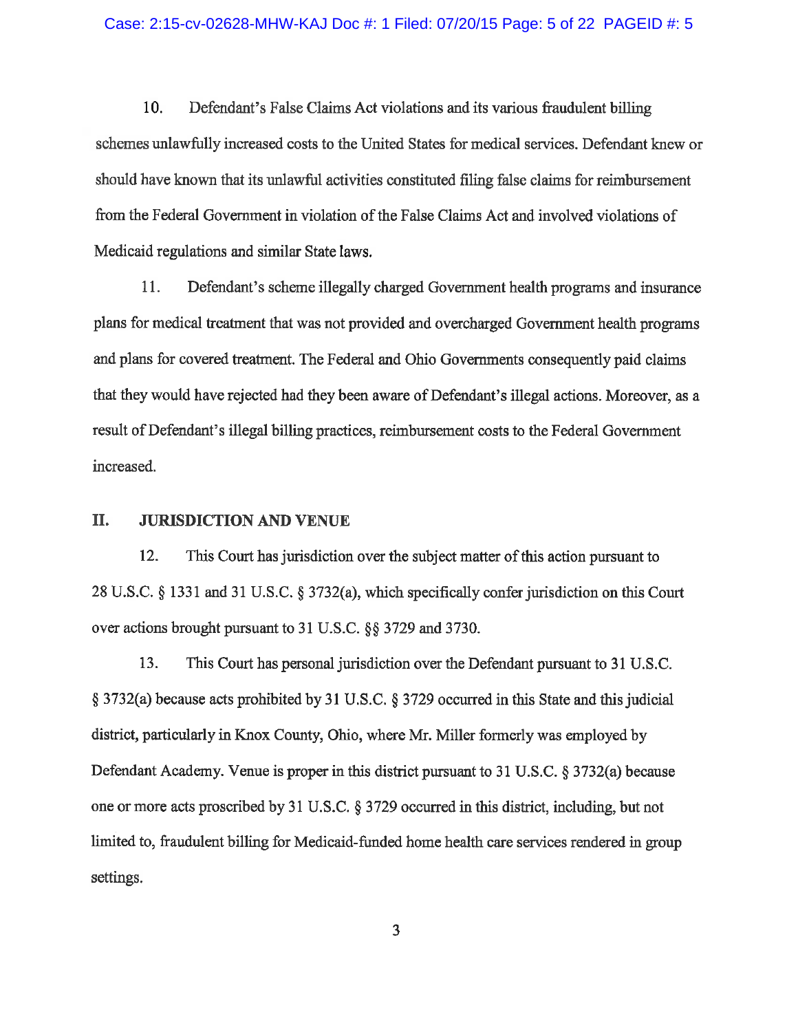10. Defendant's False Claims Act violations and its various fraudulent billing schemes unlawfully increased costs to the United States for medical services. Defendant knew or should have known that its unlawful activities constituted filing false claims for reimbursement from the Federal Government in violation of the False Claims Act and involved violations of Medicaid regulations and similar State laws.

11. Defendant's scheme illegally charged Government health programs and insurance plans for medical treatment that was not provided and overcharged Government health programs and plans for covered treatment. The Federal and Ohio Governments consequently paid claims that they would have rejected had they been aware of Defendant's illegal actions. Moreover, as a result of Defendant's illegal billing practices, reimbursement costs to the Federal Government increased.

## II. JURISDICTION AND VENUE

12. This Court has jurisdiction over the subject matter of this action pursuant to 28 U.S.C. § 1331 and 31 U.S.C. § 3732(a), which specifically confer jurisdiction on this Court over actions brought pursuant to 31 U.S.C. §§ 3729 and 3730.

13. This Court has personal jurisdiction over the Defendant pursuant to 31 U.S.C. § 3732(a) because acts prohibited by 31 U.S.C. § 3729 occurred in this State and this judicial district, particularly in Knox County, Ohio, where Mr. Miller formerly was employed by Defendant Academy. Venue is proper in this district pursuant to 31 U.S.C. § 3732(a) because one or more acts proscribed by 31 U.S.C. § 3729 occurred in this district, including, but not limited to, fraudulent billing for Medicaid-funded home health care services rendered in group settings.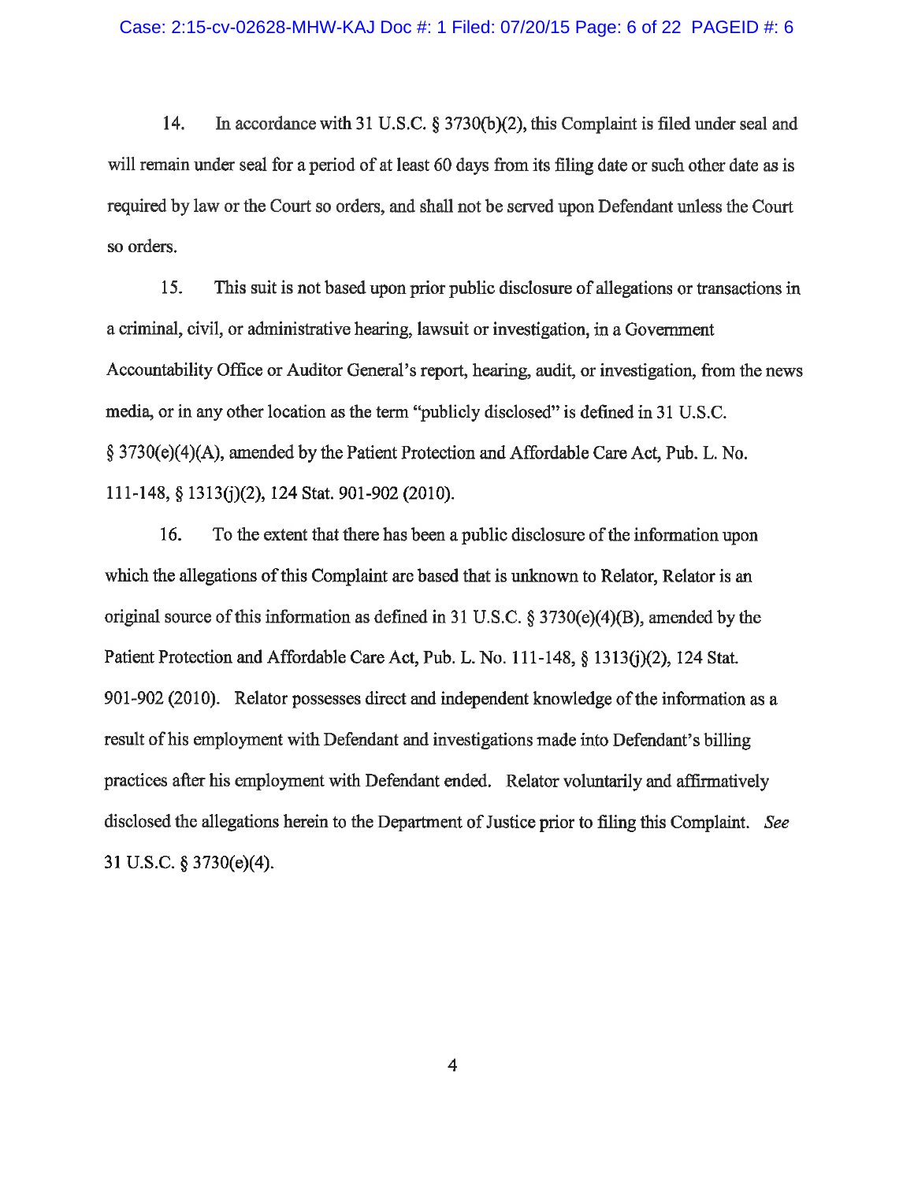14. In accordance with 31 U.S.C. § 3730(b)(2), this Complaint is filed under seal and will remain under seal for a period of at least 60 days from its filing date or such other date as is required by law or the Court so orders, and shall not be served upon Defendant unless the Court so orders.

15. This suit is not based upon prior public disclosure of allegations or transactions in a criminal, civil, or administrative hearing, lawsuit or investigation, in a Government Accountability Office or Auditor General's report, hearing, audit, or investigation, from the news media, or in any other location as the term "publicly disclosed" is defined in 31 U.S.C. § 3730(e)(4)(A), amended by the Patient Protection and Affordable Care Act, Pub. L. No. 111-148, § 1313(j)(2), 124 Stat. 901-902 (2010).

16. To the extent that there has been a public disclosure of the information upon which the allegations of this Complaint are based that is unknown to Relator, Relator is an original source of this information as defined in 31 U.S.C. § 3730(e)(4)(B), amended by the Patient Protection and Affordable Care Act, Pub. L. No. 111-148, § 1313(j)(2), 124 Stat. 901-902 (2010). Relator possesses direct and independent knowledge of the information as a result of his employment with Defendant and investigations made into Defendant's billing practices after his employment with Defendant ended. Relator voluntarily and affirmatively disclosed the allegations herein to the Department of Justice prior to filing this Complaint. *See* 31 U.S.C. § 3730(e)(4).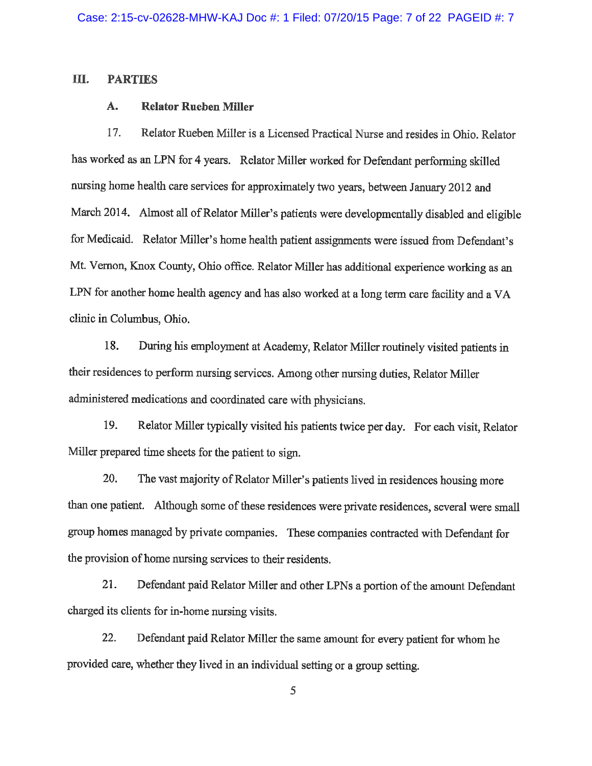## III. PARTIES

### A. Relator Rueben Miller

17. Relator Rueben Miller is a Licensed Practical Nurse and resides in Ohio. Relator has worked as an LPN for 4 years. Relator Miller worked for Defendant performing skilled nursing home health care services for approximately two years, between January 2012 and March 2014. Almost all of Relator Miller's patients were developmentally disabled and eligible for Medicaid. Relator Miller's home health patient assignments were issued from Defendant's Mt. Vernon, Knox County, Ohio office. Relator Miller has additional experience working as an LPN for another home health agency and has also worked at a long term care facility and a VA clinic in Columbus, Ohio.

18. During his employment at Academy, Relator Miller routinely visited patients in their residences to perform nursing services. Among other nursing duties, Relator Miller administered medications and coordinated care with physicians.

19. Relator Miller typically visited his patients twice per day. For each visit, Relator Miller prepared time sheets for the patient to sign.

20. The vast majority of Relator Miller's patients lived in residences housing more than one patient. Although some of these residences were private residences, several were small group homes managed by private companies. These companies contracted with Defendant for the provision of home nursing services to their residents.

21. Defendant paid Relator Miller and other LPNs a portion of the amount Defendant charged its clients for in-home nursing visits.

22. Defendant paid Relator Miller the same amount for every patient for whom he provided care, whether they lived in an individual setting or a group setting.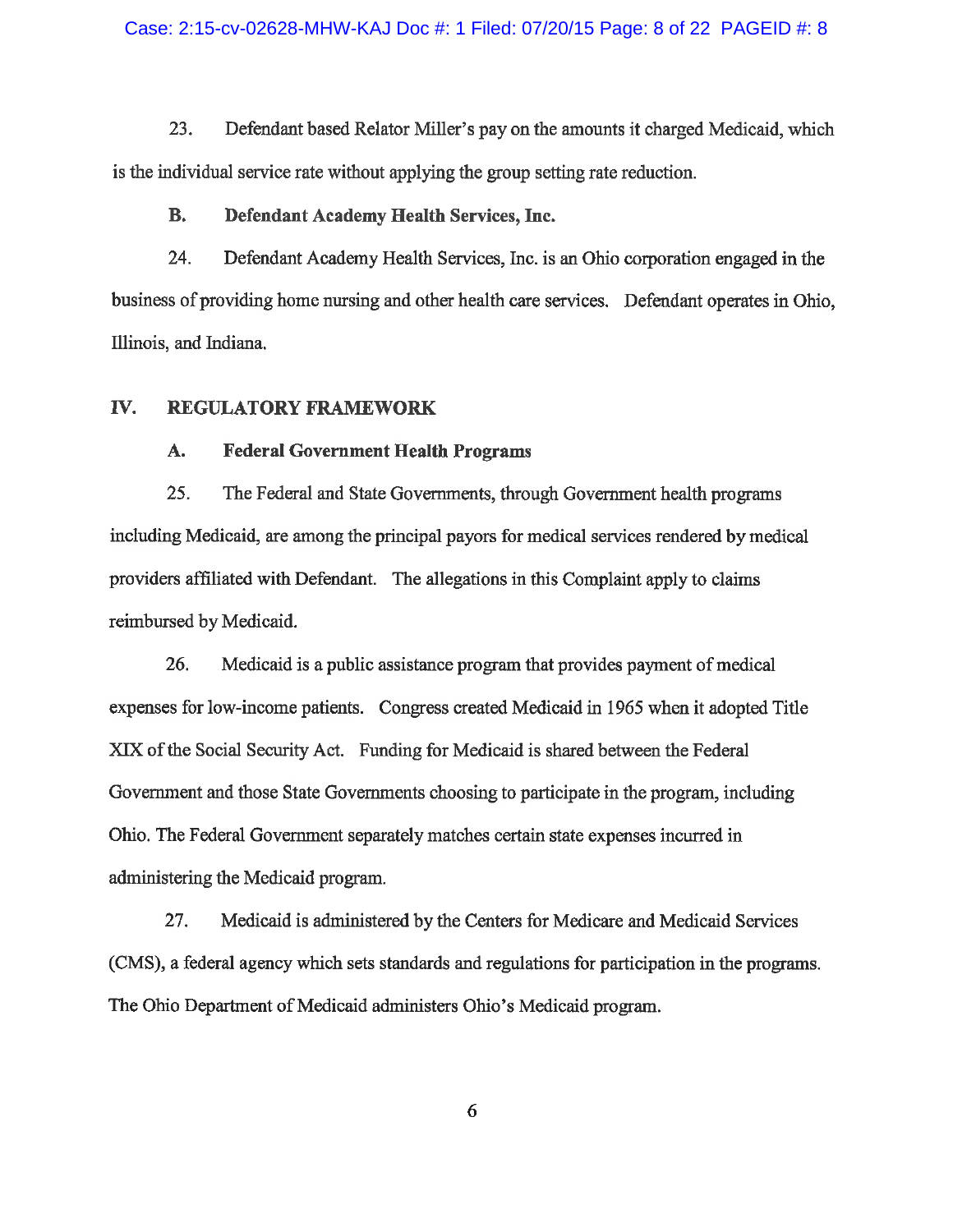23. Defendant based Relator Miller's pay on the amounts it charged Medicaid, which is the individual service rate without applying the group setting rate reduction.

**B. Defendant Academy Health Services, Inc.**

24. Defendant Academy Health Services, Inc. is an Ohio corporation engaged in the business of providing home nursing and other health care services. Defendant operates in Ohio, Illinois, and Indiana.

## IV. REGULATORY FRAMEWORK

**A. Federal Government Health Programs**

25. The Federal and State Governments, through Government health programs including Medicaid, are among the principal payors for medical services rendered by medical providers affiliated with Defendant. The allegations in this Complaint apply to claims reimbursed by Medicaid.

26. Medicaid is a public assistance program that provides payment of medical expenses for low-income patients. Congress created Medicaid in 1965 when it adopted Title XIX of the Social Security Act. Funding for Medicaid is shared between the Federal Government and those State Governments choosing to participate in the program, including Ohio. The Federal Government separately matches certain state expenses incurred in administering the Medicaid program.

27. Medicaid is administered by the Centers for Medicare and Medicaid Services (CMS), a federal agency which sets standards and regulations for participation in the programs. The Ohio Department of Medicaid administers Ohio's Medicaid program.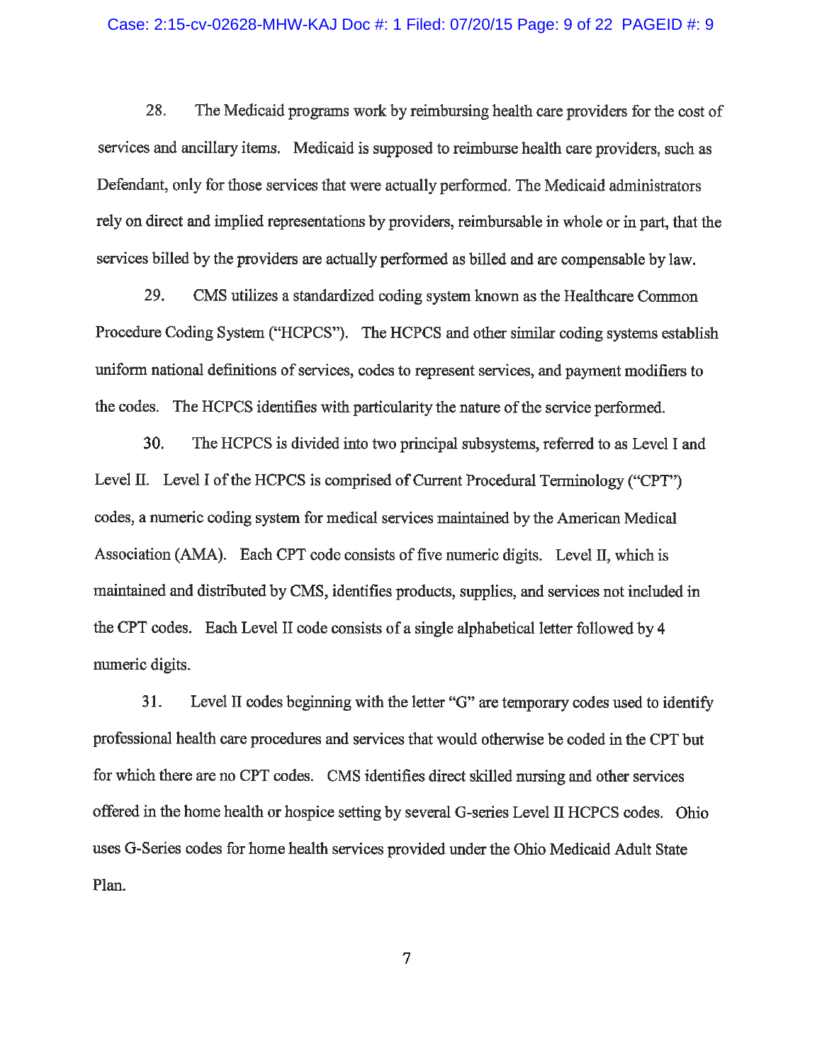28. The Medicaid programs work by reimbursing health care providers for the cost of services and ancillary items. Medicaid is supposed to reimburse health care providers, such as Defendant, only for those services that were actually performed. The Medicaid administrators rely on direct and implied representations by providers, reimbursable in whole or in part, that the services billed by the providers are actually performed as billed and are compensable by law.

29. CMS utilizes a standardized coding system known as the Healthcare Common Procedure Coding System ("HCPCS"). The HCPCS and other similar coding systems establish uniform national definitions of services, codes to represent services, and payment modifiers to the codes. The HCPCS identifies with particularity the nature of the service performed.

30. The HCPCS is divided into two principal subsystems, referred to as Level I and Level II. Level I of the HCPCS is comprised of Current Procedural Terminology ("CPT") codes, a numeric coding system for medical services maintained by the American Medical Association (AMA). Each CPT code consists of five numeric digits. Level II, which is maintained and distributed by CMS, identifies products, supplies, and services not included in the CPT codes. Each Level II code consists of a single alphabetical letter followed by 4 numeric digits.

31. Level II codes beginning with the letter "G" are temporary codes used to identify professional health care procedures and services that would otherwise be coded in the CPT but for which there are no CPT codes. CMS identifies direct skilled nursing and other services offered in the home health or hospice setting by several G-series Level II HCPCS codes. Ohio uses G-Series codes for home health services provided under the Ohio Medicaid Adult State Plan.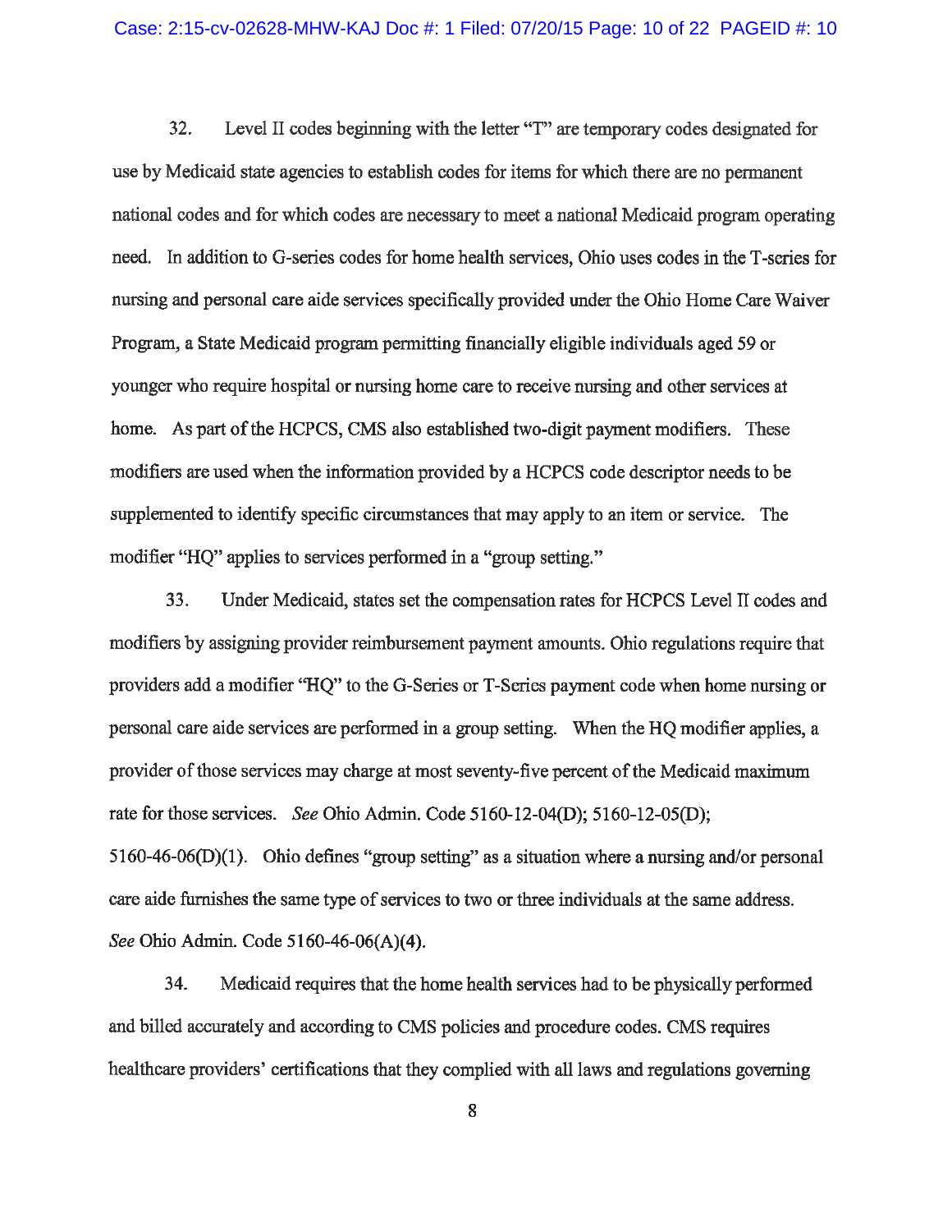32. Level II codes beginning with the letter "T" are temporary codes designated for use by Medicaid state agencies to establish codes for items for which there are no permanent national codes and for which codes are necessary to meet a national Medicaid program operating need. In addition to G-series codes for home health services, Ohio uses codes in the T-series for nursing and personal care aide services specifically provided under the Ohio Home Care Waiver Program, a State Medicaid program permitting financially eligible individuals aged 59 or younger who require hospital or nursing home care to receive nursing and other services at home. As part of the HCPCS, CMS also established two-digit payment modifiers. These modifiers are used when the information provided by a HCPCS code descriptor needs to be supplemented to identify specific circumstances that may apply to an item or service. The modifier "HQ" applies to services performed in a "group setting."

33. Under Medicaid, states set the compensation rates for HCPCS Level II codes and modifiers by assigning provider reimbursement payment amounts. Ohio regulations require that providers add a modifier "HQ" to the G-Series or T-Series payment code when home nursing or personal care aide services are performed in a group setting. When the HQ modifier applies, a provider of those services may charge at most seventy-five percent of the Medicaid maximum rate for those services. *See* Ohio Admin. Code 5160-12-04(D); 5160-12-05(D); 5160-46-06(D)(1). Ohio defines "group setting" as a situation where a nursing and/or personal care aide furnishes the same type of services to two or three individuals at the same address. *See* Ohio Admin. Code 5160-46-06(A)(4).

34. Medicaid requires that the home health services had to be physically performed and billed accurately and according to CMS policies and procedure codes. CMS requires healthcare providers' certifications that they complied with all laws and regulations governing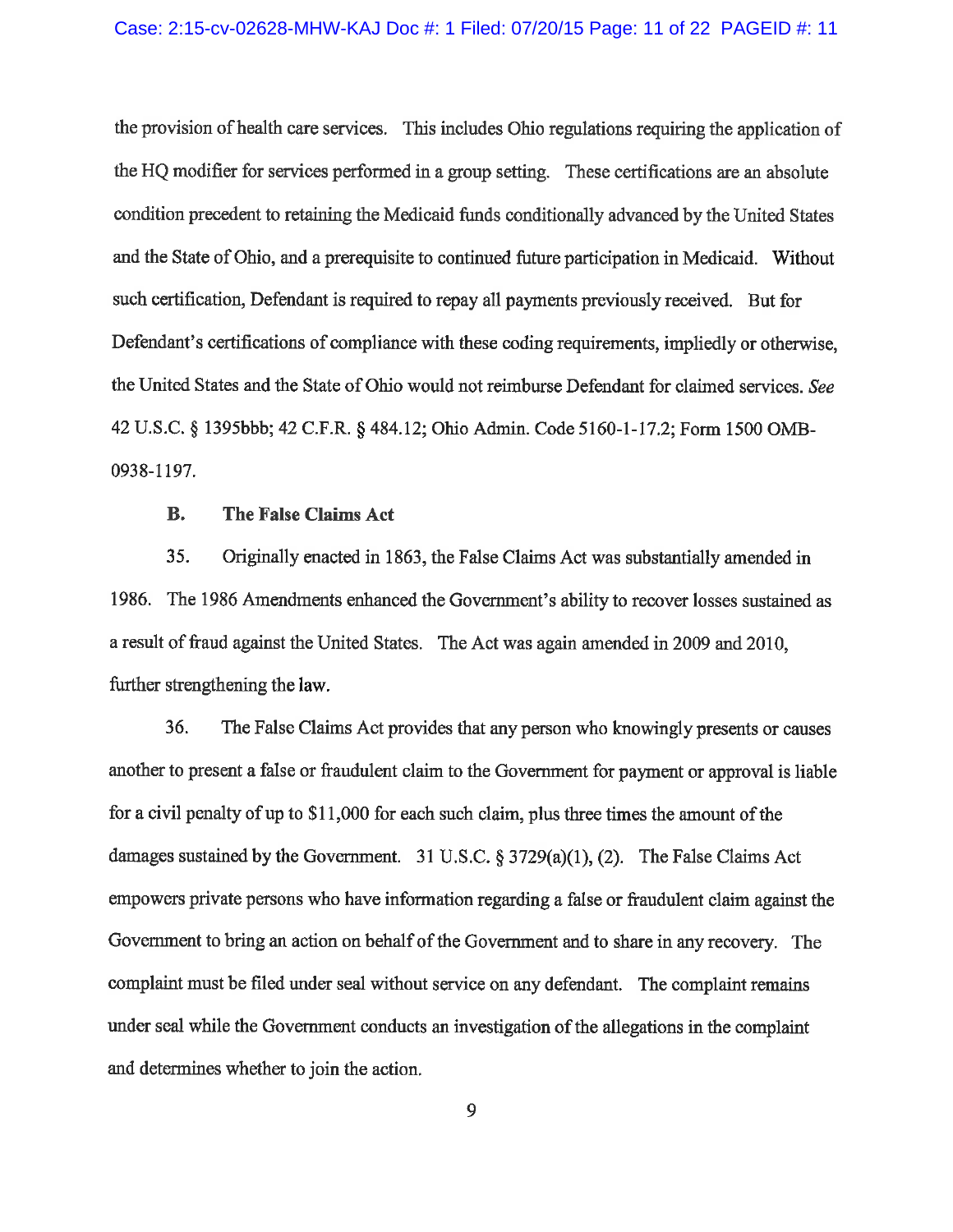the provision of health care services. This includes Ohio regulations requiring the application of the HQ modifier for services performed in a group setting. These certifications are an absolute condition precedent to retaining the Medicaid funds conditionally advanced by the United States and the State of Ohio, and a prerequisite to continued future participation in Medicaid. Without such certification, Defendant is required to repay all payments previously received. But for Defendant's certifications of compliance with these coding requirements, impliedly or otherwise, the United States and the State of Ohio would not reimburse Defendant for claimed services. *See* 42 U.S.C. § 1395bbb; 42 C.F.R. § 484.12; Ohio Admin. Code 5160-1-17.2; Form 1500 OMB-0938-1197.

### B. The False Claims Act

35. Originally enacted in 1863, the False Claims Act was substantially amended in 1986. The 1986 Amendments enhanced the Government's ability to recover losses sustained as a result of fraud against the United States. The Act was again amended in 2009 and 2010, further strengthening the law.

36. The False Claims Act provides that any person who knowingly presents or causes another to present a false or fraudulent claim to the Government for payment or approval is liable for a civil penalty of up to $11,000 for each such claim, plus three times the amount of the damages sustained by the Government. 31 U.S.C. § 3729(a)(1), (2). The False Claims Act empowers private persons who have information regarding a false or fraudulent claim against the Government to bring an action on behalf of the Government and to share in any recovery. The complaint must be filed under seal without service on any defendant. The complaint remains under seal while the Government conducts an investigation of the allegations in the complaint and determines whether to join the action.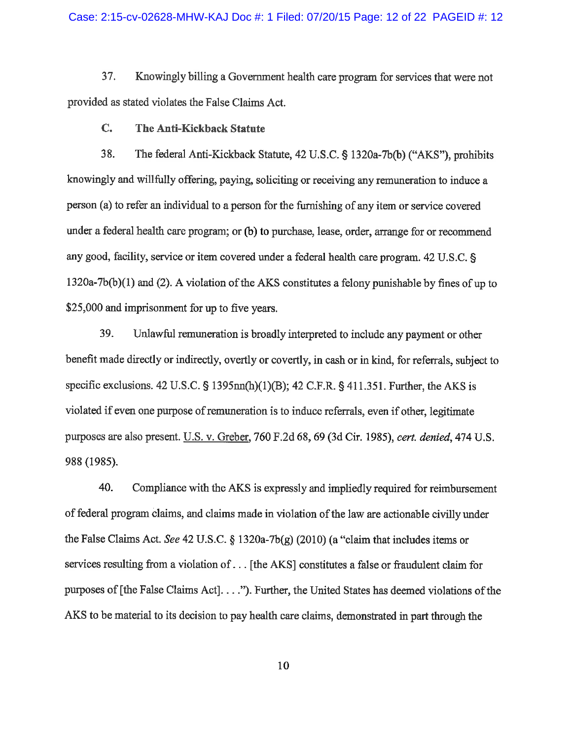37. Knowingly billing a Government health care program for services that were not provided as stated violates the False Claims Act.

### C. The Anti-Kickback Statute

38. The federal Anti-Kickback Statute, 42 U.S.C. § 1320a-7b(b) ("AKS"), prohibits knowingly and willfully offering, paying, soliciting or receiving any remuneration to induce a person (a) to refer an individual to a person for the furnishing of any item or service covered under a federal health care program; or (b) to purchase, lease, order, arrange for or recommend any good, facility, service or item covered under a federal health care program. 42 U.S.C. § 1320a-7b(b)(1) and (2). A violation of the AKS constitutes a felony punishable by fines of up to $25,000 and imprisonment for up to five years.

39. Unlawful remuneration is broadly interpreted to include any payment or other benefit made directly or indirectly, overtly or covertly, in cash or in kind, for referrals, subject to specific exclusions. 42 U.S.C. § 1395nn(h)(1)(B); 42 C.F.R. § 411.351. Further, the AKS is violated if even one purpose of remuneration is to induce referrals, even if other, legitimate purposes are also present. U.S. v. Greber, 760 F.2d 68, 69 (3d Cir. 1985), *cert. denied*, 474 U.S. 988 (1985).

40. Compliance with the AKS is expressly and impliedly required for reimbursement of federal program claims, and claims made in violation of the law are actionable civilly under the False Claims Act. *See* 42 U.S.C. § 1320a-7b(g) (2010) (a "claim that includes items or services resulting from a violation of . . . [the AKS] constitutes a false or fraudulent claim for purposes of [the False Claims Act]. . . ."). Further, the United States has deemed violations of the AKS to be material to its decision to pay health care claims, demonstrated in part through the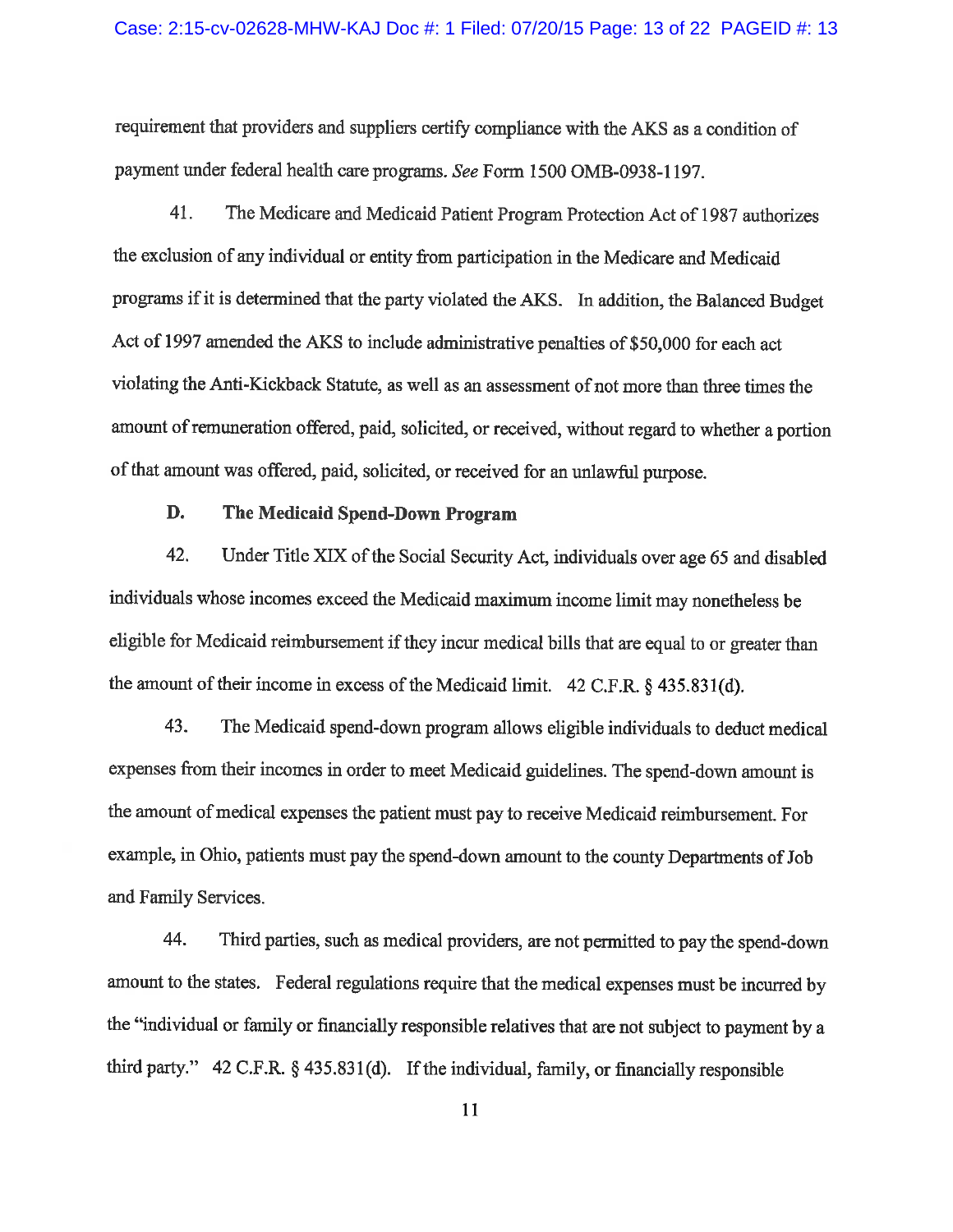requirement that providers and suppliers certify compliance with the AKS as a condition of payment under federal health care programs. *See* Form 1500 OMB-0938-1197.

41. The Medicare and Medicaid Patient Program Protection Act of 1987 authorizes the exclusion of any individual or entity from participation in the Medicare and Medicaid programs if it is determined that the party violated the AKS. In addition, the Balanced Budget Act of 1997 amended the AKS to include administrative penalties of $50,000 for each act violating the Anti-Kickback Statute, as well as an assessment of not more than three times the amount of remuneration offered, paid, solicited, or received, without regard to whether a portion of that amount was offered, paid, solicited, or received for an unlawful purpose.

**D. The Medicaid Spend-Down Program**

42. Under Title XIX of the Social Security Act, individuals over age 65 and disabled individuals whose incomes exceed the Medicaid maximum income limit may nonetheless be eligible for Medicaid reimbursement if they incur medical bills that are equal to or greater than the amount of their income in excess of the Medicaid limit. 42 C.F.R. § 435.831(d).

43. The Medicaid spend-down program allows eligible individuals to deduct medical expenses from their incomes in order to meet Medicaid guidelines. The spend-down amount is the amount of medical expenses the patient must pay to receive Medicaid reimbursement. For example, in Ohio, patients must pay the spend-down amount to the county Departments of Job and Family Services.

44. Third parties, such as medical providers, are not permitted to pay the spend-down amount to the states. Federal regulations require that the medical expenses must be incurred by the "individual or family or financially responsible relatives that are not subject to payment by a third party." 42 C.F.R. § 435.831(d). If the individual, family, or financially responsible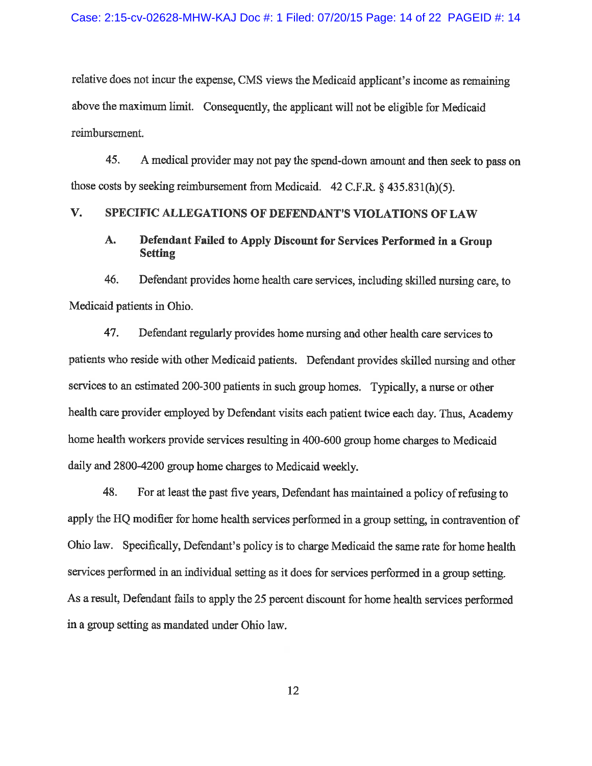relative does not incur the expense, CMS views the Medicaid applicant's income as remaining above the maximum limit. Consequently, the applicant will not be eligible for Medicaid reimbursement.

45. A medical provider may not pay the spend-down amount and then seek to pass on those costs by seeking reimbursement from Medicaid. 42 C.F.R. § 435.831(h)(5).

## V. SPECIFIC ALLEGATIONS OF DEFENDANT'S VIOLATIONS OF LAW

### A. Defendant Failed to Apply Discount for Services Performed in a Group Setting

46. Defendant provides home health care services, including skilled nursing care, to Medicaid patients in Ohio.

47. Defendant regularly provides home nursing and other health care services to patients who reside with other Medicaid patients. Defendant provides skilled nursing and other services to an estimated 200-300 patients in such group homes. Typically, a nurse or other health care provider employed by Defendant visits each patient twice each day. Thus, Academy home health workers provide services resulting in 400-600 group home charges to Medicaid daily and 2800-4200 group home charges to Medicaid weekly.

48. For at least the past five years, Defendant has maintained a policy of refusing to apply the HQ modifier for home health services performed in a group setting, in contravention of Ohio law. Specifically, Defendant's policy is to charge Medicaid the same rate for home health services performed in an individual setting as it does for services performed in a group setting. As a result, Defendant fails to apply the 25 percent discount for home health services performed in a group setting as mandated under Ohio law.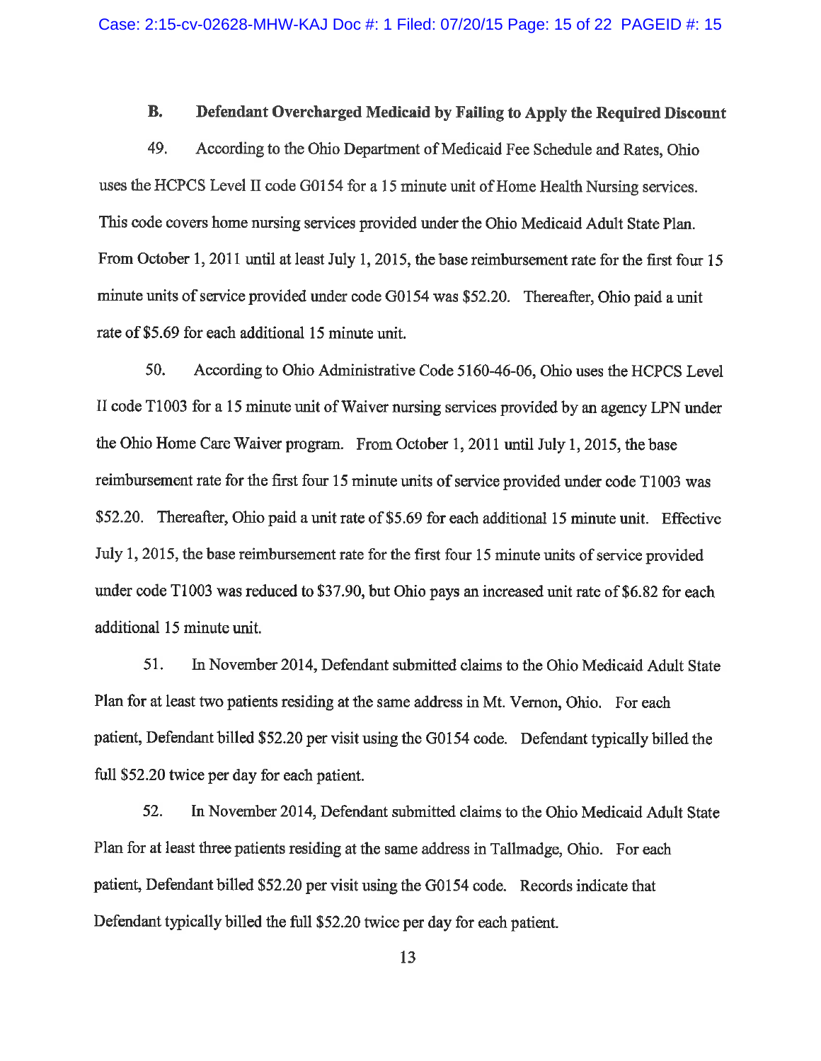### B. Defendant Overcharged Medicaid by Failing to Apply the Required Discount

49. According to the Ohio Department of Medicaid Fee Schedule and Rates, Ohio uses the HCPCS Level II code G0154 for a 15 minute unit of Home Health Nursing services. This code covers home nursing services provided under the Ohio Medicaid Adult State Plan. From October 1, 2011 until at least July 1, 2015, the base reimbursement rate for the first four 15 minute units of service provided under code G0154 was $52.20. Thereafter, Ohio paid a unit rate of $5.69 for each additional 15 minute unit.

50. According to Ohio Administrative Code 5160-46-06, Ohio uses the HCPCS Level II code T1003 for a 15 minute unit of Waiver nursing services provided by an agency LPN under the Ohio Home Care Waiver program. From October 1, 2011 until July 1, 2015, the base reimbursement rate for the first four 15 minute units of service provided under code T1003 was $52.20. Thereafter, Ohio paid a unit rate of $5.69 for each additional 15 minute unit. Effective July 1, 2015, the base reimbursement rate for the first four 15 minute units of service provided under code T1003 was reduced to $37.90, but Ohio pays an increased unit rate of $6.82 for each additional 15 minute unit.

51. In November 2014, Defendant submitted claims to the Ohio Medicaid Adult State Plan for at least two patients residing at the same address in Mt. Vernon, Ohio. For each patient, Defendant billed $52.20 per visit using the G0154 code. Defendant typically billed the full $52.20 twice per day for each patient.

52. In November 2014, Defendant submitted claims to the Ohio Medicaid Adult State Plan for at least three patients residing at the same address in Tallmadge, Ohio. For each patient, Defendant billed $52.20 per visit using the G0154 code. Records indicate that Defendant typically billed the full $52.20 twice per day for each patient.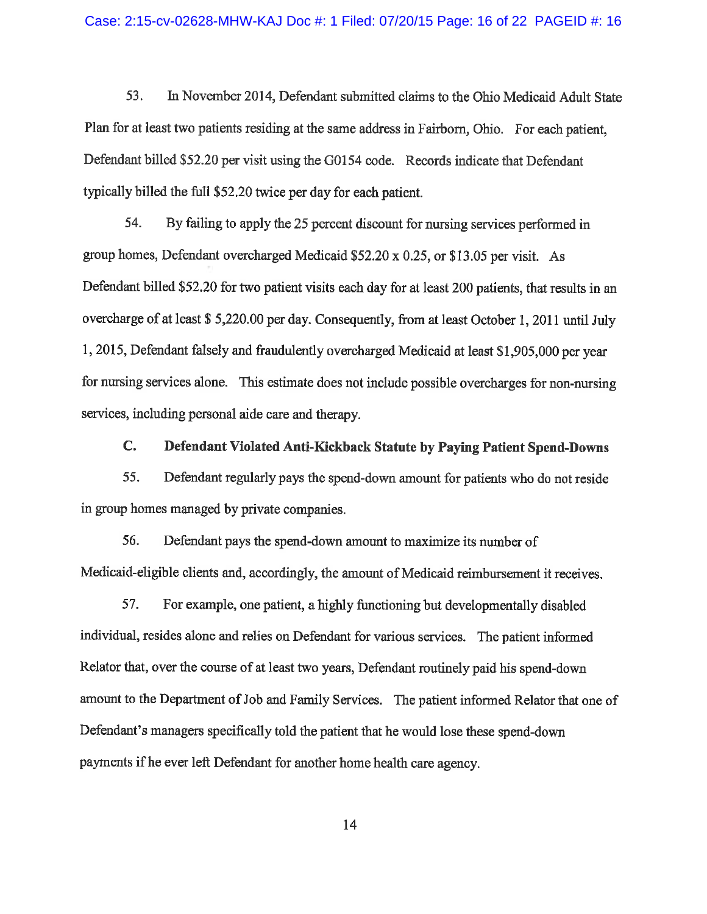53. In November 2014, Defendant submitted claims to the Ohio Medicaid Adult State Plan for at least two patients residing at the same address in Fairborn, Ohio. For each patient, Defendant billed $52.20 per visit using the G0154 code. Records indicate that Defendant typically billed the full $52.20 twice per day for each patient.

54. By failing to apply the 25 percent discount for nursing services performed in group homes, Defendant overcharged Medicaid $52.20 x 0.25, or $13.05 per visit. As Defendant billed $52.20 for two patient visits each day for at least 200 patients, that results in an overcharge of at least $ 5,220.00 per day. Consequently, from at least October 1, 2011 until July 1, 2015, Defendant falsely and fraudulently overcharged Medicaid at least $1,905,000 per year for nursing services alone. This estimate does not include possible overcharges for non-nursing services, including personal aide care and therapy.

### C. Defendant Violated Anti-Kickback Statute by Paying Patient Spend-Downs

55. Defendant regularly pays the spend-down amount for patients who do not reside in group homes managed by private companies.

56. Defendant pays the spend-down amount to maximize its number of Medicaid-eligible clients and, accordingly, the amount of Medicaid reimbursement it receives.

57. For example, one patient, a highly functioning but developmentally disabled individual, resides alone and relies on Defendant for various services. The patient informed Relator that, over the course of at least two years, Defendant routinely paid his spend-down amount to the Department of Job and Family Services. The patient informed Relator that one of Defendant's managers specifically told the patient that he would lose these spend-down payments if he ever left Defendant for another home health care agency.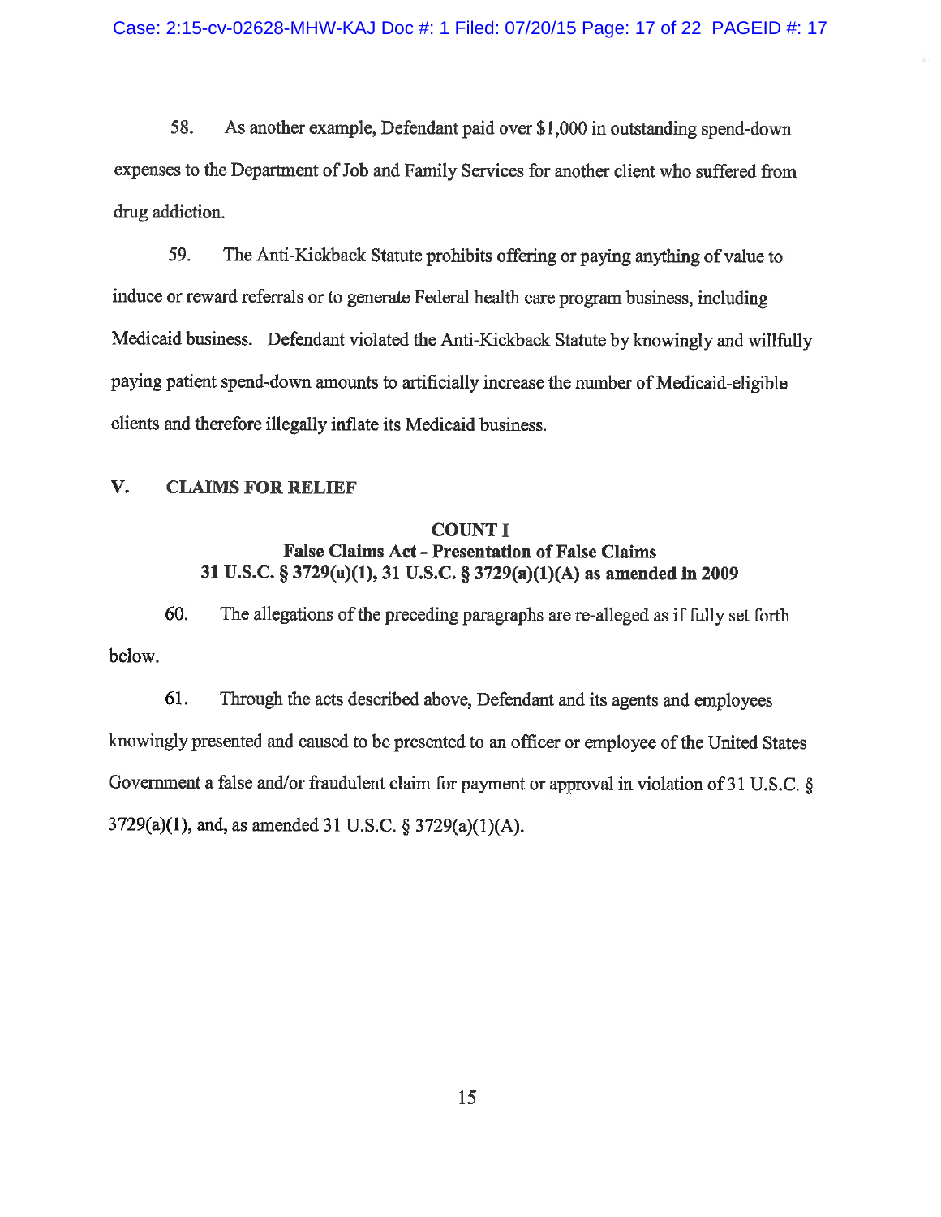58. As another example, Defendant paid over $1,000 in outstanding spend-down expenses to the Department of Job and Family Services for another client who suffered from drug addiction.

59. The Anti-Kickback Statute prohibits offering or paying anything of value to induce or reward referrals or to generate Federal health care program business, including Medicaid business. Defendant violated the Anti-Kickback Statute by knowingly and willfully paying patient spend-down amounts to artificially increase the number of Medicaid-eligible clients and therefore illegally inflate its Medicaid business.

## V. CLAIMS FOR RELIEF

### COUNT I
### False Claims Act - Presentation of False Claims
### 31 U.S.C. § 3729(a)(1), 31 U.S.C. § 3729(a)(1)(A) as amended in 2009

60. The allegations of the preceding paragraphs are re-alleged as if fully set forth below.

61. Through the acts described above, Defendant and its agents and employees knowingly presented and caused to be presented to an officer or employee of the United States Government a false and/or fraudulent claim for payment or approval in violation of 31 U.S.C. § 3729(a)(1), and, as amended 31 U.S.C. § 3729(a)(1)(A).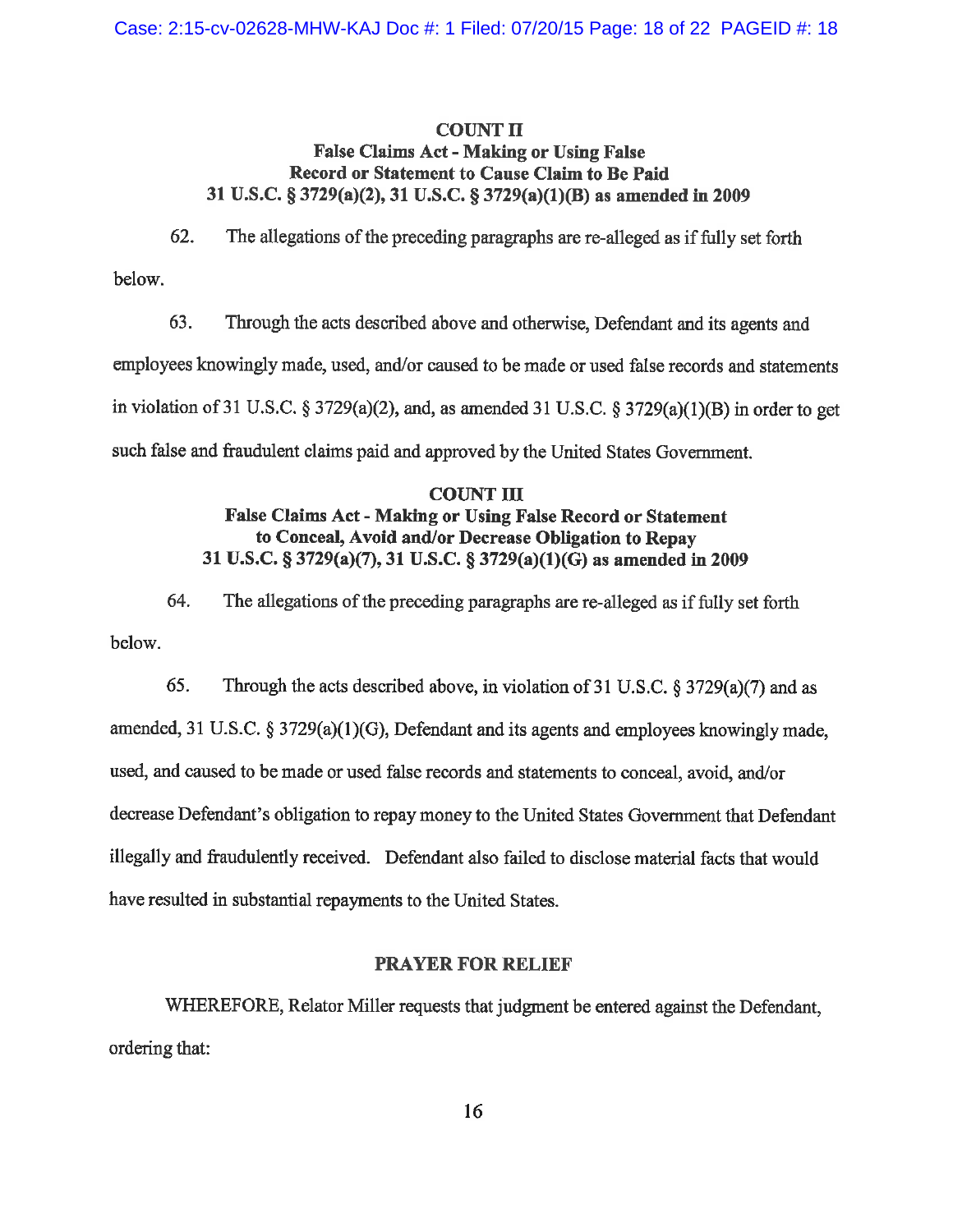## COUNT II
### False Claims Act - Making or Using False Record or Statement to Cause Claim to Be Paid
### 31 U.S.C. § 3729(a)(2), 31 U.S.C. § 3729(a)(1)(B) as amended in 2009

62. The allegations of the preceding paragraphs are re-alleged as if fully set forth below.

63. Through the acts described above and otherwise, Defendant and its agents and employees knowingly made, used, and/or caused to be made or used false records and statements in violation of 31 U.S.C. § 3729(a)(2), and, as amended 31 U.S.C. § 3729(a)(1)(B) in order to get such false and fraudulent claims paid and approved by the United States Government.

## COUNT III
### False Claims Act - Making or Using False Record or Statement to Conceal, Avoid and/or Decrease Obligation to Repay
### 31 U.S.C. § 3729(a)(7), 31 U.S.C. § 3729(a)(1)(G) as amended in 2009

64. The allegations of the preceding paragraphs are re-alleged as if fully set forth below.

65. Through the acts described above, in violation of 31 U.S.C. § 3729(a)(7) and as amended, 31 U.S.C. § 3729(a)(1)(G), Defendant and its agents and employees knowingly made, used, and caused to be made or used false records and statements to conceal, avoid, and/or decrease Defendant's obligation to repay money to the United States Government that Defendant illegally and fraudulently received. Defendant also failed to disclose material facts that would have resulted in substantial repayments to the United States.

## PRAYER FOR RELIEF

WHEREFORE, Relator Miller requests that judgment be entered against the Defendant, ordering that: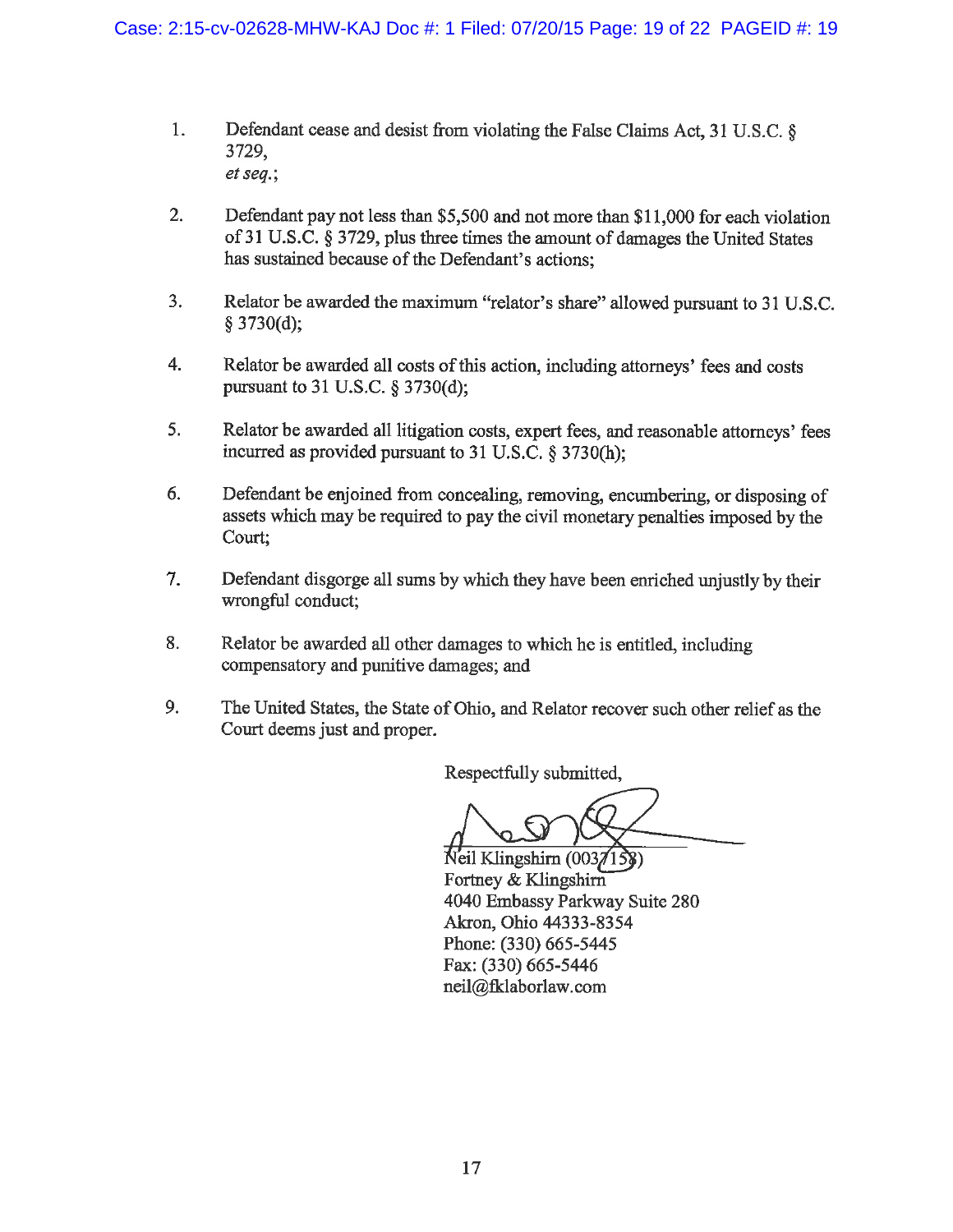1. Defendant cease and desist from violating the False Claims Act, 31 U.S.C. § 3729, *et seq.*;

2. Defendant pay not less than $5,500 and not more than $11,000 for each violation of 31 U.S.C. § 3729, plus three times the amount of damages the United States has sustained because of the Defendant's actions;

3. Relator be awarded the maximum "relator's share" allowed pursuant to 31 U.S.C. § 3730(d);

4. Relator be awarded all costs of this action, including attorneys' fees and costs pursuant to 31 U.S.C. § 3730(d);

5. Relator be awarded all litigation costs, expert fees, and reasonable attorneys' fees incurred as provided pursuant to 31 U.S.C. § 3730(h);

6. Defendant be enjoined from concealing, removing, encumbering, or disposing of assets which may be required to pay the civil monetary penalties imposed by the Court;

7. Defendant disgorge all sums by which they have been enriched unjustly by their wrongful conduct;

8. Relator be awarded all other damages to which he is entitled, including compensatory and punitive damages; and

9. The United States, the State of Ohio, and Relator recover such other relief as the Court deems just and proper.

Respectfully submitted,

Neil Klingshirn (0037158)
Fortney & Klingshirn
4040 Embassy Parkway Suite 280
Akron, Ohio 44333-8354
Phone: (330) 665-5445
Fax: (330) 665-5446
neil@fklaborlaw.com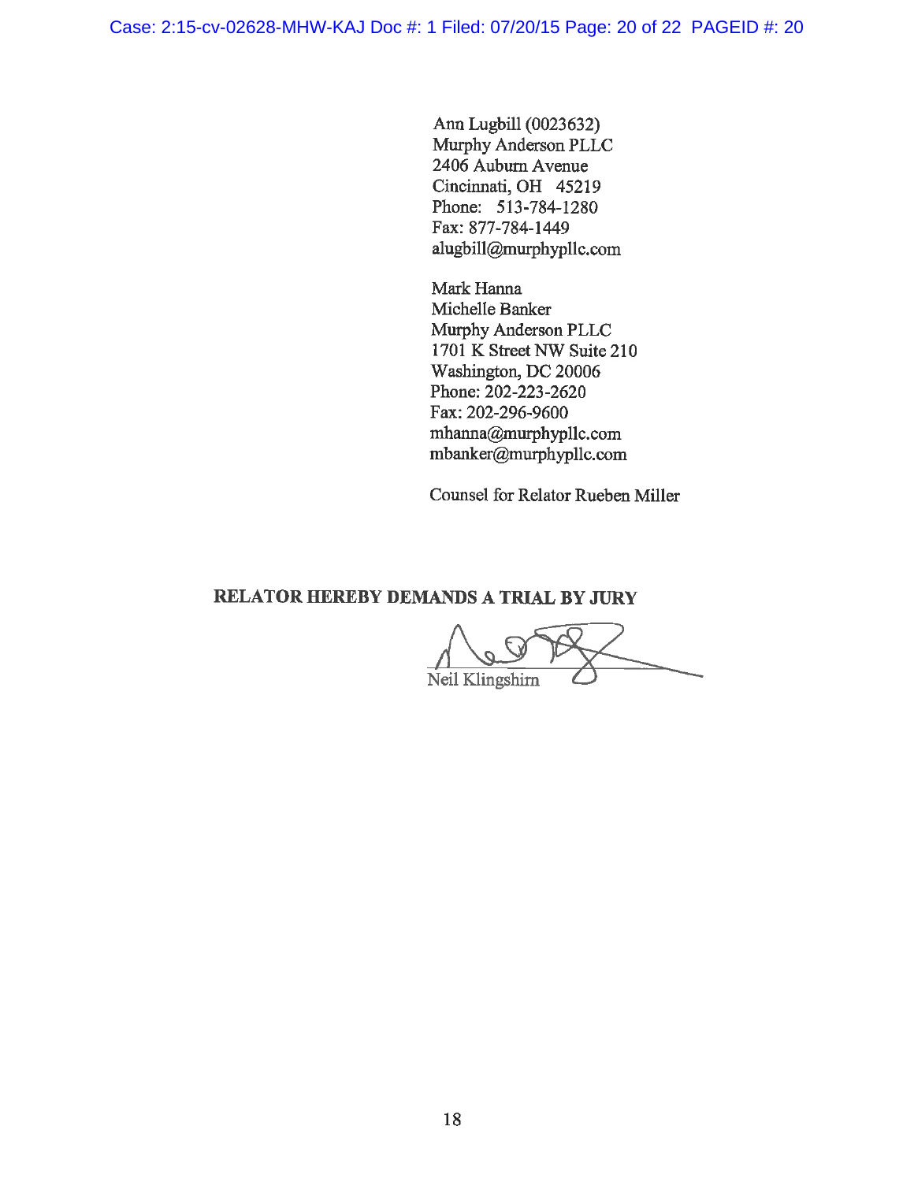Ann Lugbill (0023632)
Murphy Anderson PLLC
2406 Auburn Avenue
Cincinnati, OH 45219
Phone: 513-784-1280
Fax: 877-784-1449
alugbill@murphypllc.com

Mark Hanna
Michelle Banker
Murphy Anderson PLLC
1701 K Street NW Suite 210
Washington, DC 20006
Phone: 202-223-2620
Fax: 202-296-9600
mhanna@murphypllc.com
mbanker@murphypllc.com

Counsel for Relator Rueben Miller

**RELATOR HEREBY DEMANDS A TRIAL BY JURY**

Neil Klingshirn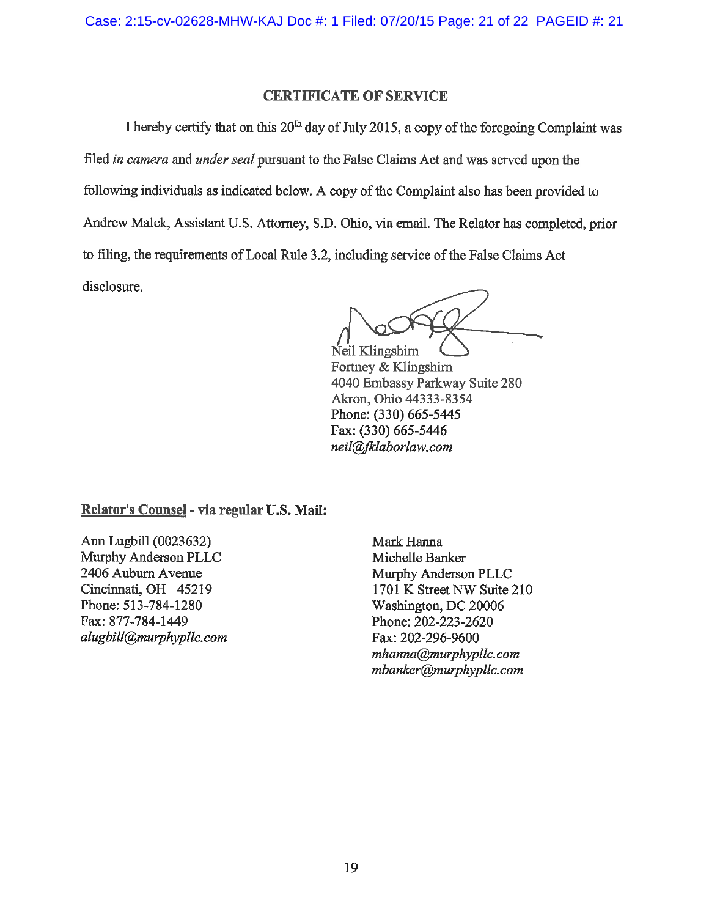## CERTIFICATE OF SERVICE

I hereby certify that on this 20th day of July 2015, a copy of the foregoing Complaint was filed *in camera* and *under seal* pursuant to the False Claims Act and was served upon the following individuals as indicated below. A copy of the Complaint also has been provided to Andrew Malek, Assistant U.S. Attorney, S.D. Ohio, via email. The Relator has completed, prior to filing, the requirements of Local Rule 3.2, including service of the False Claims Act disclosure.

Neil Klingshirn
Fortney & Klingshirn
4040 Embassy Parkway Suite 280
Akron, Ohio 44333-8354
Phone: (330) 665-5445
Fax: (330) 665-5446
*neil@fklaborlaw.com*

**Relator's Counsel - via regular U.S. Mail:**

Ann Lugbill (0023632)
Murphy Anderson PLLC
2406 Auburn Avenue
Cincinnati, OH 45219
Phone: 513-784-1280
Fax: 877-784-1449
*alugbill@murphypllc.com*

Mark Hanna
Michelle Banker
Murphy Anderson PLLC
1701 K Street NW Suite 210
Washington, DC 20006
Phone: 202-223-2620
Fax: 202-296-9600
*mhanna@murphypllc.com*
*mbanker@murphypllc.com*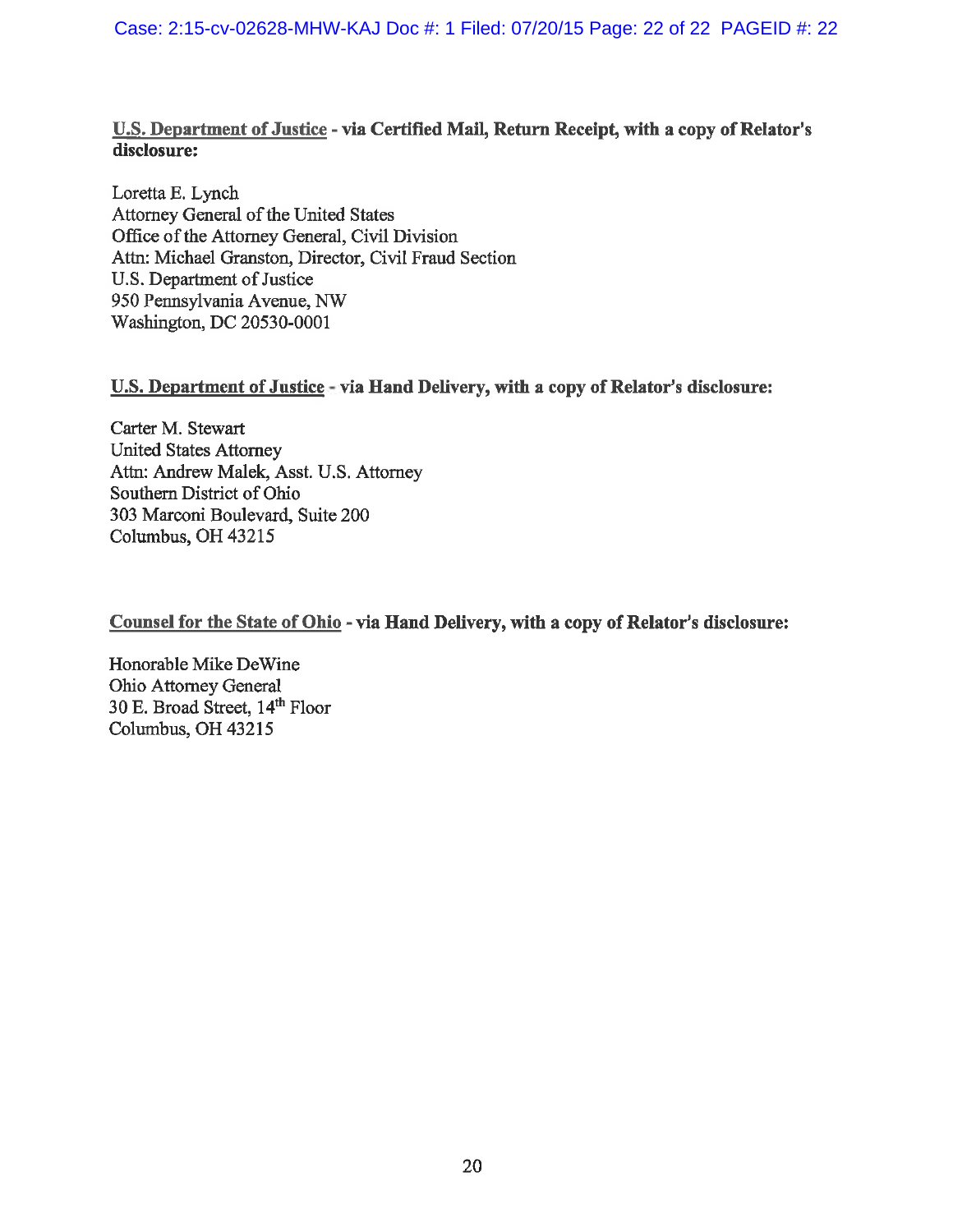**U.S. Department of Justice - via Certified Mail, Return Receipt, with a copy of Relator's disclosure:**

Loretta E. Lynch
Attorney General of the United States
Office of the Attorney General, Civil Division
Attn: Michael Granston, Director, Civil Fraud Section
U.S. Department of Justice
950 Pennsylvania Avenue, NW
Washington, DC 20530-0001

**U.S. Department of Justice - via Hand Delivery, with a copy of Relator's disclosure:**

Carter M. Stewart
United States Attorney
Attn: Andrew Malek, Asst. U.S. Attorney
Southern District of Ohio
303 Marconi Boulevard, Suite 200
Columbus, OH 43215

**Counsel for the State of Ohio - via Hand Delivery, with a copy of Relator's disclosure:**

Honorable Mike DeWine
Ohio Attorney General
30 E. Broad Street, 14th Floor
Columbus, OH 43215